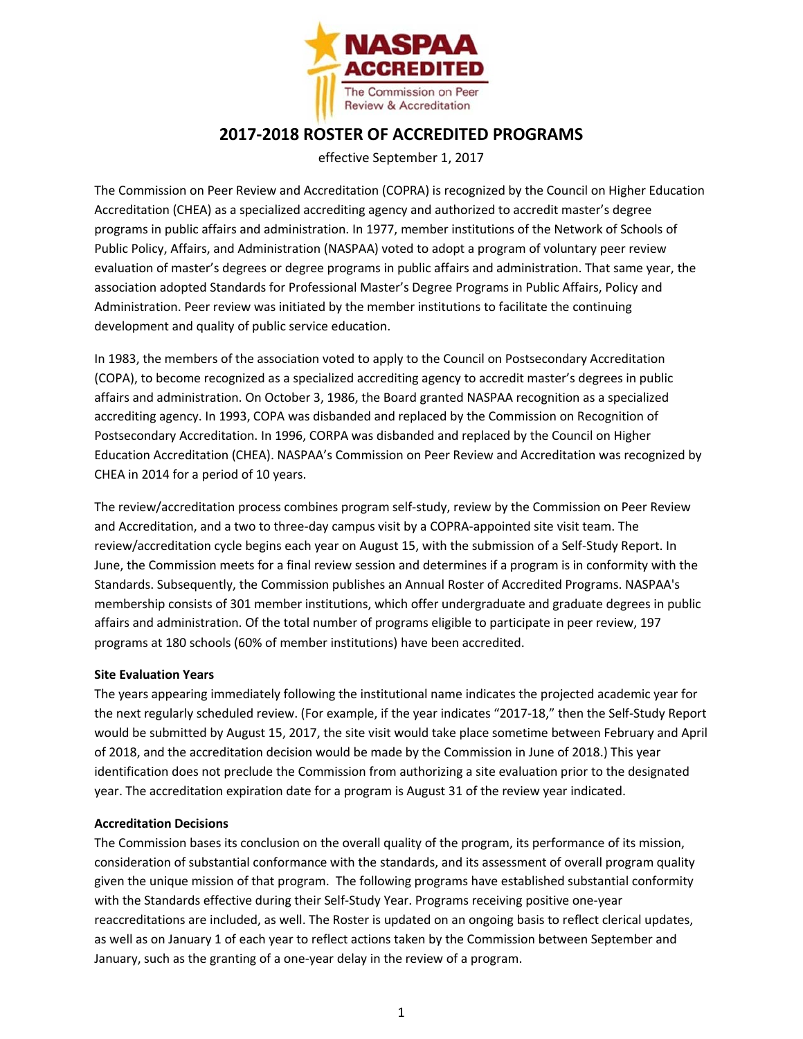# 2017-2018 ROSTER OF ACCREDITED PROGRAMS

effective September 1, 2017

The Commission on Peer Review and Accreditation (COPRA) is recognized by the Council on Higher Education Accreditation (CHEA) as a specialized accrediting agency and authorized to accredit master's degree programs in public affairs and administration. In 1977, member institutions of the Network of Schools of Public Policy, Affairs, and Administration (NASPAA) voted to adopt a program of voluntary peer review evaluation of master's degrees or degree programs in public affairs and administration. That same year, the association adopted Standards for Professional Master's Degree Programs in Public Affairs, Policy and Administration. Peer review was initiated by the member institutions to facilitate the continuing development and quality of public service education.

In 1983, the members of the association voted to apply to the Council on Postsecondary Accreditation (COPA), to become recognized as a specialized accrediting agency to accredit master's degrees in public affairs and administration. On October 3, 1986, the Board granted NASPAA recognition as a specialized accrediting agency. In 1993, COPA was disbanded and replaced by the Commission on Recognition of Postsecondary Accreditation. In 1996, CORPA was disbanded and replaced by the Council on Higher Education Accreditation (CHEA). NASPAA's Commission on Peer Review and Accreditation was recognized by CHEA in 2014 for a period of 10 years.

The review/accreditation process combines program self-study, review by the Commission on Peer Review and Accreditation, and a two to three-day campus visit by a COPRA-appointed site visit team. The review/accreditation cycle begins each year on August 15, with the submission of a Self-Study Report. In June, the Commission meets for a final review session and determines if a program is in conformity with the Standards. Subsequently, the Commission publishes an Annual Roster of Accredited Programs. NASPAA's membership consists of 301 member institutions, which offer undergraduate and graduate degrees in public affairs and administration. Of the total number of programs eligible to participate in peer review, 197 programs at 180 schools (60% of member institutions) have been accredited.

**Site Evaluation Years**

The years appearing immediately following the institutional name indicates the projected academic year for the next regularly scheduled review. (For example, if the year indicates "2017-18," then the Self-Study Report would be submitted by August 15, 2017, the site visit would take place sometime between February and April of 2018, and the accreditation decision would be made by the Commission in June of 2018.) This year identification does not preclude the Commission from authorizing a site evaluation prior to the designated year. The accreditation expiration date for a program is August 31 of the review year indicated.

**Accreditation Decisions**

The Commission bases its conclusion on the overall quality of the program, its performance of its mission, consideration of substantial conformance with the standards, and its assessment of overall program quality given the unique mission of that program. The following programs have established substantial conformity with the Standards effective during their Self-Study Year. Programs receiving positive one-year reaccreditations are included, as well. The Roster is updated on an ongoing basis to reflect clerical updates, as well as on January 1 of each year to reflect actions taken by the Commission between September and January, such as the granting of a one-year delay in the review of a program.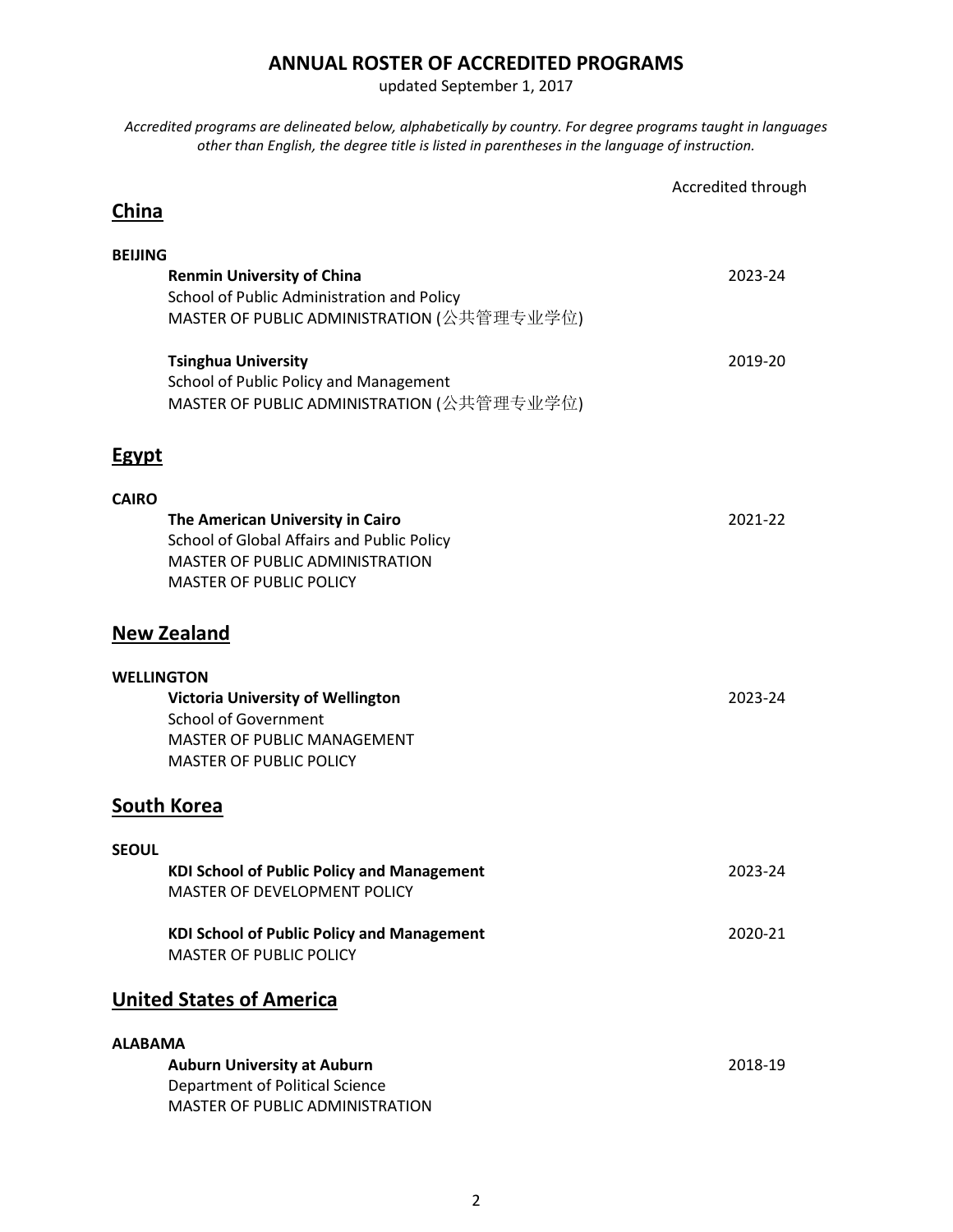# ANNUAL ROSTER OF ACCREDITED PROGRAMS

updated September 1, 2017

*Accredited programs are delineated below, alphabetically by country. For degree programs taught in languages other than English, the degree title is listed in parentheses in the language of instruction.*

Accredited through

## China

### BEIJING

**Renmin University of China** — 2023-24
School of Public Administration and Policy
MASTER OF PUBLIC ADMINISTRATION (公共管理专业学位)

**Tsinghua University** — 2019-20
School of Public Policy and Management
MASTER OF PUBLIC ADMINISTRATION (公共管理专业学位)

## Egypt

### CAIRO

**The American University in Cairo** — 2021-22
School of Global Affairs and Public Policy
MASTER OF PUBLIC ADMINISTRATION
MASTER OF PUBLIC POLICY

## New Zealand

### WELLINGTON

**Victoria University of Wellington** — 2023-24
School of Government
MASTER OF PUBLIC MANAGEMENT
MASTER OF PUBLIC POLICY

## South Korea

### SEOUL

**KDI School of Public Policy and Management** — 2023-24
MASTER OF DEVELOPMENT POLICY

**KDI School of Public Policy and Management** — 2020-21
MASTER OF PUBLIC POLICY

## United States of America

### ALABAMA

**Auburn University at Auburn** — 2018-19
Department of Political Science
MASTER OF PUBLIC ADMINISTRATION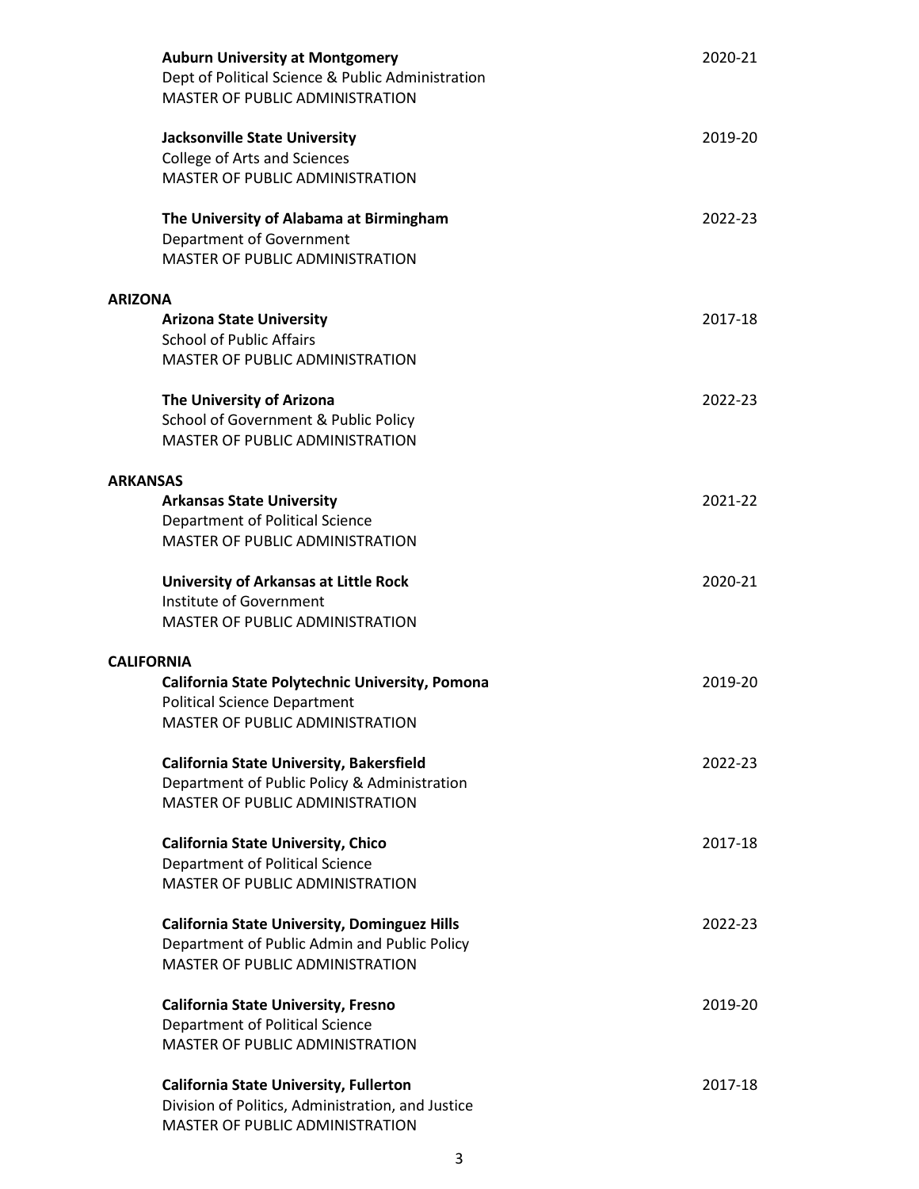**Auburn University at Montgomery** 2020-21
Dept of Political Science & Public Administration
MASTER OF PUBLIC ADMINISTRATION

**Jacksonville State University** 2019-20
College of Arts and Sciences
MASTER OF PUBLIC ADMINISTRATION

**The University of Alabama at Birmingham** 2022-23
Department of Government
MASTER OF PUBLIC ADMINISTRATION

## ARIZONA

**Arizona State University** 2017-18
School of Public Affairs
MASTER OF PUBLIC ADMINISTRATION

**The University of Arizona** 2022-23
School of Government & Public Policy
MASTER OF PUBLIC ADMINISTRATION

## ARKANSAS

**Arkansas State University** 2021-22
Department of Political Science
MASTER OF PUBLIC ADMINISTRATION

**University of Arkansas at Little Rock** 2020-21
Institute of Government
MASTER OF PUBLIC ADMINISTRATION

## CALIFORNIA

**California State Polytechnic University, Pomona** 2019-20
Political Science Department
MASTER OF PUBLIC ADMINISTRATION

**California State University, Bakersfield** 2022-23
Department of Public Policy & Administration
MASTER OF PUBLIC ADMINISTRATION

**California State University, Chico** 2017-18
Department of Political Science
MASTER OF PUBLIC ADMINISTRATION

**California State University, Dominguez Hills** 2022-23
Department of Public Admin and Public Policy
MASTER OF PUBLIC ADMINISTRATION

**California State University, Fresno** 2019-20
Department of Political Science
MASTER OF PUBLIC ADMINISTRATION

**California State University, Fullerton** 2017-18
Division of Politics, Administration, and Justice
MASTER OF PUBLIC ADMINISTRATION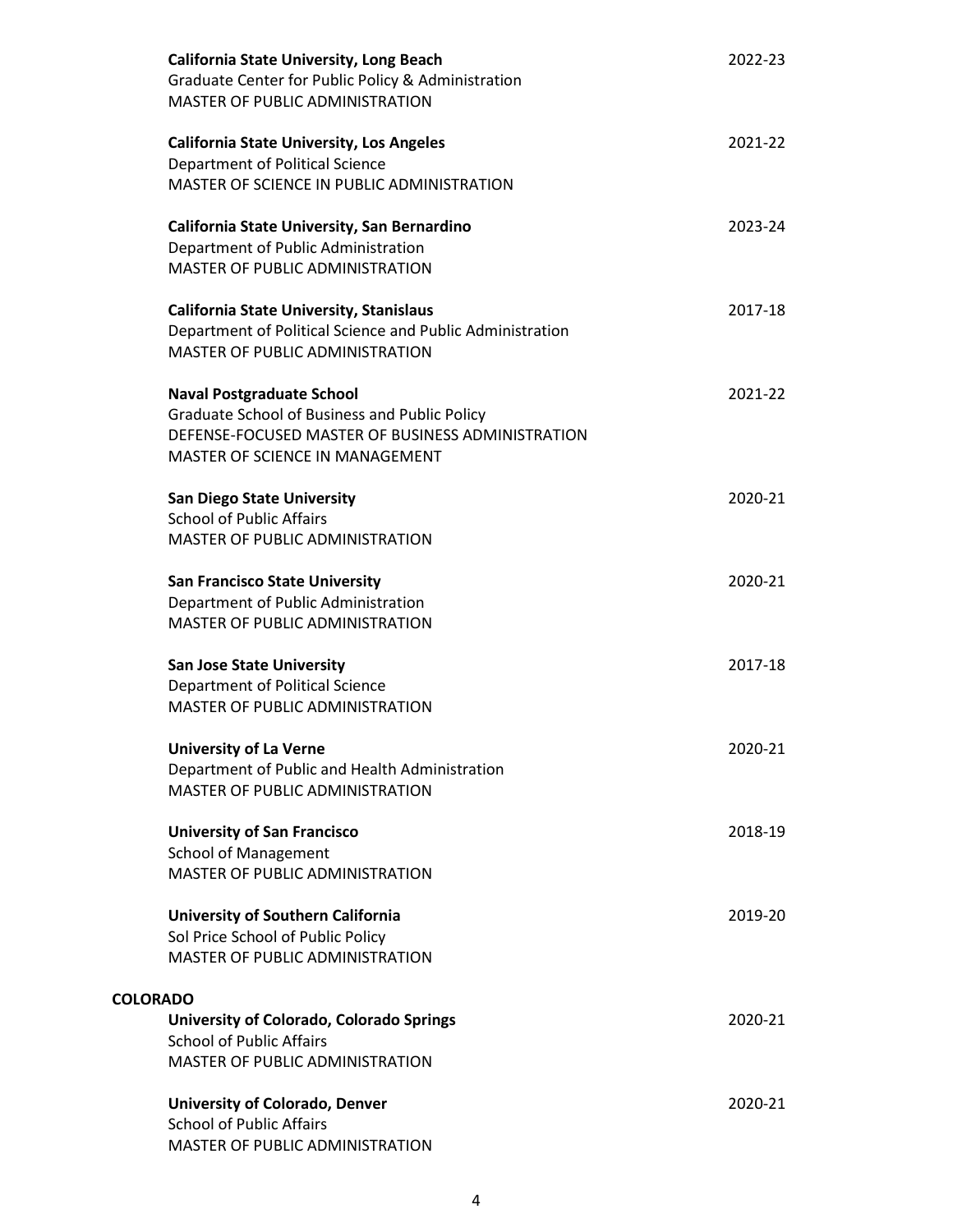**California State University, Long Beach** 2022-23
Graduate Center for Public Policy & Administration
MASTER OF PUBLIC ADMINISTRATION

**California State University, Los Angeles** 2021-22
Department of Political Science
MASTER OF SCIENCE IN PUBLIC ADMINISTRATION

**California State University, San Bernardino** 2023-24
Department of Public Administration
MASTER OF PUBLIC ADMINISTRATION

**California State University, Stanislaus** 2017-18
Department of Political Science and Public Administration
MASTER OF PUBLIC ADMINISTRATION

**Naval Postgraduate School** 2021-22
Graduate School of Business and Public Policy
DEFENSE-FOCUSED MASTER OF BUSINESS ADMINISTRATION
MASTER OF SCIENCE IN MANAGEMENT

**San Diego State University** 2020-21
School of Public Affairs
MASTER OF PUBLIC ADMINISTRATION

**San Francisco State University** 2020-21
Department of Public Administration
MASTER OF PUBLIC ADMINISTRATION

**San Jose State University** 2017-18
Department of Political Science
MASTER OF PUBLIC ADMINISTRATION

**University of La Verne** 2020-21
Department of Public and Health Administration
MASTER OF PUBLIC ADMINISTRATION

**University of San Francisco** 2018-19
School of Management
MASTER OF PUBLIC ADMINISTRATION

**University of Southern California** 2019-20
Sol Price School of Public Policy
MASTER OF PUBLIC ADMINISTRATION

**COLORADO**

**University of Colorado, Colorado Springs** 2020-21
School of Public Affairs
MASTER OF PUBLIC ADMINISTRATION

**University of Colorado, Denver** 2020-21
School of Public Affairs
MASTER OF PUBLIC ADMINISTRATION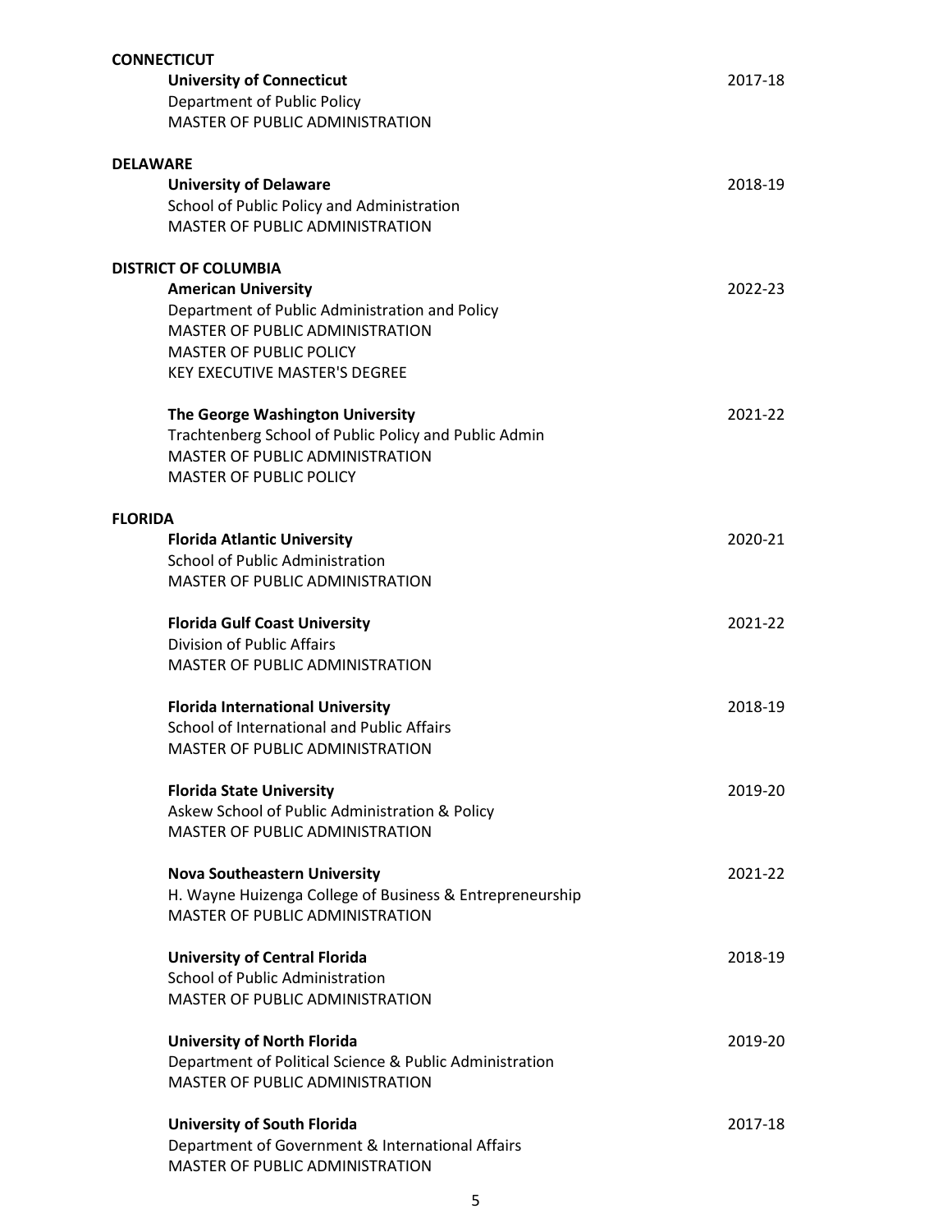## CONNECTICUT

**University of Connecticut** 2017-18
Department of Public Policy
MASTER OF PUBLIC ADMINISTRATION

## DELAWARE

**University of Delaware** 2018-19
School of Public Policy and Administration
MASTER OF PUBLIC ADMINISTRATION

## DISTRICT OF COLUMBIA

**American University** 2022-23
Department of Public Administration and Policy
MASTER OF PUBLIC ADMINISTRATION
MASTER OF PUBLIC POLICY
KEY EXECUTIVE MASTER'S DEGREE

**The George Washington University** 2021-22
Trachtenberg School of Public Policy and Public Admin
MASTER OF PUBLIC ADMINISTRATION
MASTER OF PUBLIC POLICY

## FLORIDA

**Florida Atlantic University** 2020-21
School of Public Administration
MASTER OF PUBLIC ADMINISTRATION

**Florida Gulf Coast University** 2021-22
Division of Public Affairs
MASTER OF PUBLIC ADMINISTRATION

**Florida International University** 2018-19
School of International and Public Affairs
MASTER OF PUBLIC ADMINISTRATION

**Florida State University** 2019-20
Askew School of Public Administration & Policy
MASTER OF PUBLIC ADMINISTRATION

**Nova Southeastern University** 2021-22
H. Wayne Huizenga College of Business & Entrepreneurship
MASTER OF PUBLIC ADMINISTRATION

**University of Central Florida** 2018-19
School of Public Administration
MASTER OF PUBLIC ADMINISTRATION

**University of North Florida** 2019-20
Department of Political Science & Public Administration
MASTER OF PUBLIC ADMINISTRATION

**University of South Florida** 2017-18
Department of Government & International Affairs
MASTER OF PUBLIC ADMINISTRATION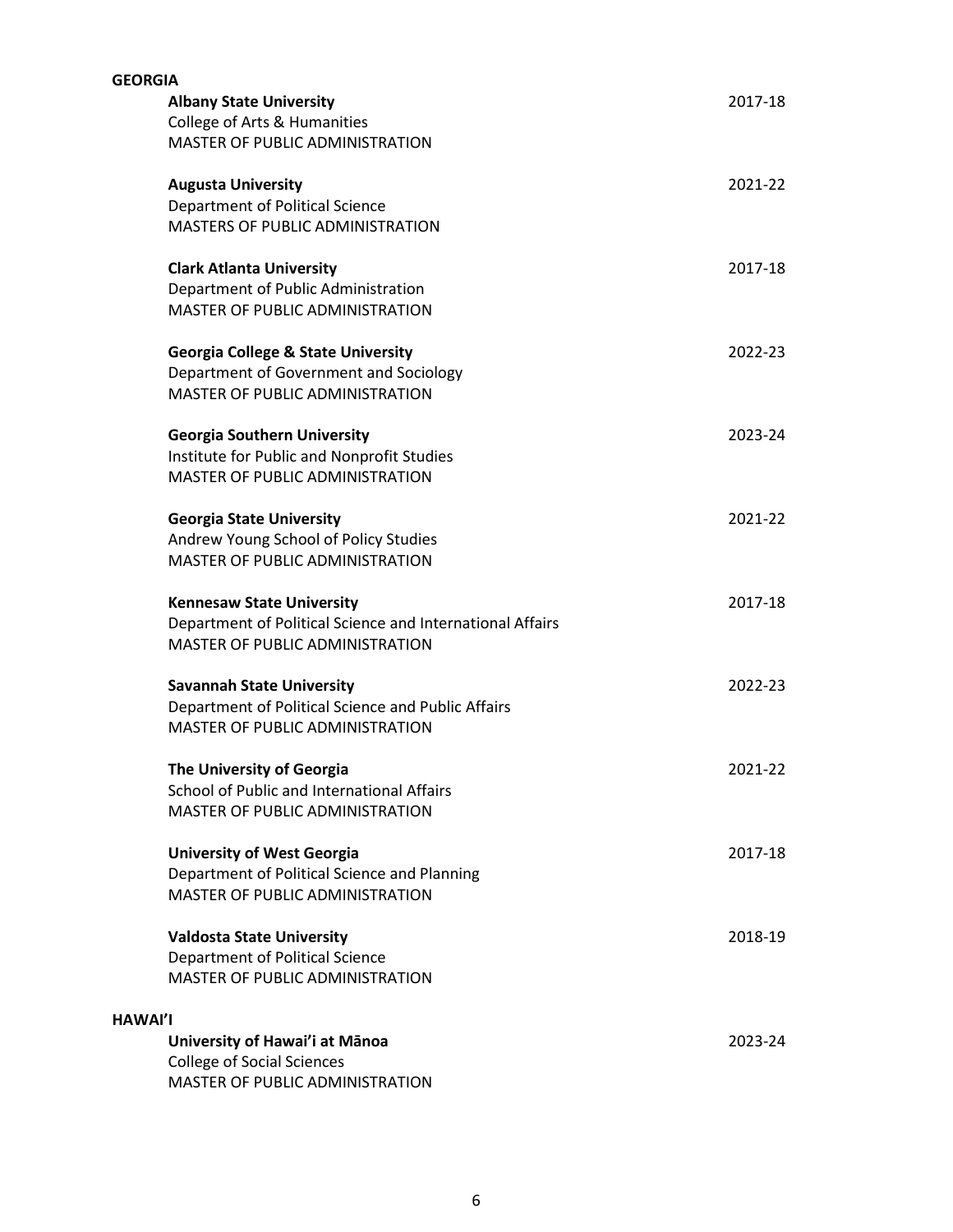## GEORGIA

**Albany State University** 2017-18
College of Arts & Humanities
MASTER OF PUBLIC ADMINISTRATION

**Augusta University** 2021-22
Department of Political Science
MASTERS OF PUBLIC ADMINISTRATION

**Clark Atlanta University** 2017-18
Department of Public Administration
MASTER OF PUBLIC ADMINISTRATION

**Georgia College & State University** 2022-23
Department of Government and Sociology
MASTER OF PUBLIC ADMINISTRATION

**Georgia Southern University** 2023-24
Institute for Public and Nonprofit Studies
MASTER OF PUBLIC ADMINISTRATION

**Georgia State University** 2021-22
Andrew Young School of Policy Studies
MASTER OF PUBLIC ADMINISTRATION

**Kennesaw State University** 2017-18
Department of Political Science and International Affairs
MASTER OF PUBLIC ADMINISTRATION

**Savannah State University** 2022-23
Department of Political Science and Public Affairs
MASTER OF PUBLIC ADMINISTRATION

**The University of Georgia** 2021-22
School of Public and International Affairs
MASTER OF PUBLIC ADMINISTRATION

**University of West Georgia** 2017-18
Department of Political Science and Planning
MASTER OF PUBLIC ADMINISTRATION

**Valdosta State University** 2018-19
Department of Political Science
MASTER OF PUBLIC ADMINISTRATION

## HAWAI'I

**University of Hawai'i at Mānoa** 2023-24
College of Social Sciences
MASTER OF PUBLIC ADMINISTRATION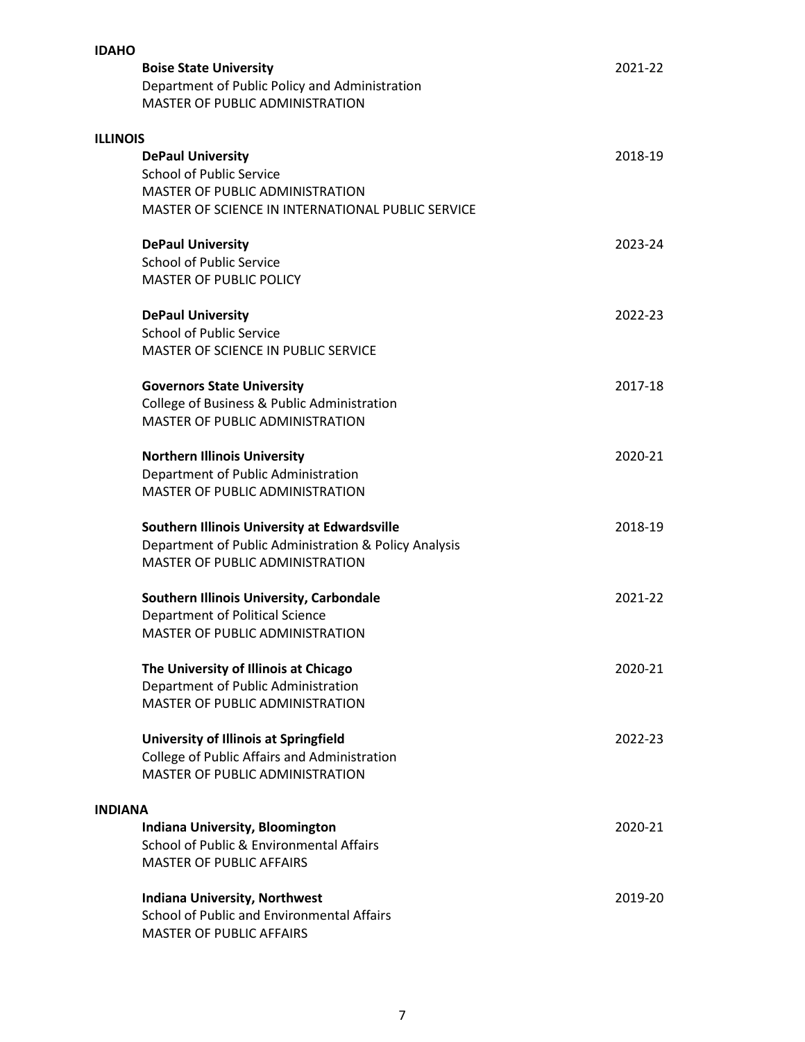**IDAHO**

**Boise State University** — 2021-22
Department of Public Policy and Administration
MASTER OF PUBLIC ADMINISTRATION

**ILLINOIS**

**DePaul University** — 2018-19
School of Public Service
MASTER OF PUBLIC ADMINISTRATION
MASTER OF SCIENCE IN INTERNATIONAL PUBLIC SERVICE

**DePaul University** — 2023-24
School of Public Service
MASTER OF PUBLIC POLICY

**DePaul University** — 2022-23
School of Public Service
MASTER OF SCIENCE IN PUBLIC SERVICE

**Governors State University** — 2017-18
College of Business & Public Administration
MASTER OF PUBLIC ADMINISTRATION

**Northern Illinois University** — 2020-21
Department of Public Administration
MASTER OF PUBLIC ADMINISTRATION

**Southern Illinois University at Edwardsville** — 2018-19
Department of Public Administration & Policy Analysis
MASTER OF PUBLIC ADMINISTRATION

**Southern Illinois University, Carbondale** — 2021-22
Department of Political Science
MASTER OF PUBLIC ADMINISTRATION

**The University of Illinois at Chicago** — 2020-21
Department of Public Administration
MASTER OF PUBLIC ADMINISTRATION

**University of Illinois at Springfield** — 2022-23
College of Public Affairs and Administration
MASTER OF PUBLIC ADMINISTRATION

**INDIANA**

**Indiana University, Bloomington** — 2020-21
School of Public & Environmental Affairs
MASTER OF PUBLIC AFFAIRS

**Indiana University, Northwest** — 2019-20
School of Public and Environmental Affairs
MASTER OF PUBLIC AFFAIRS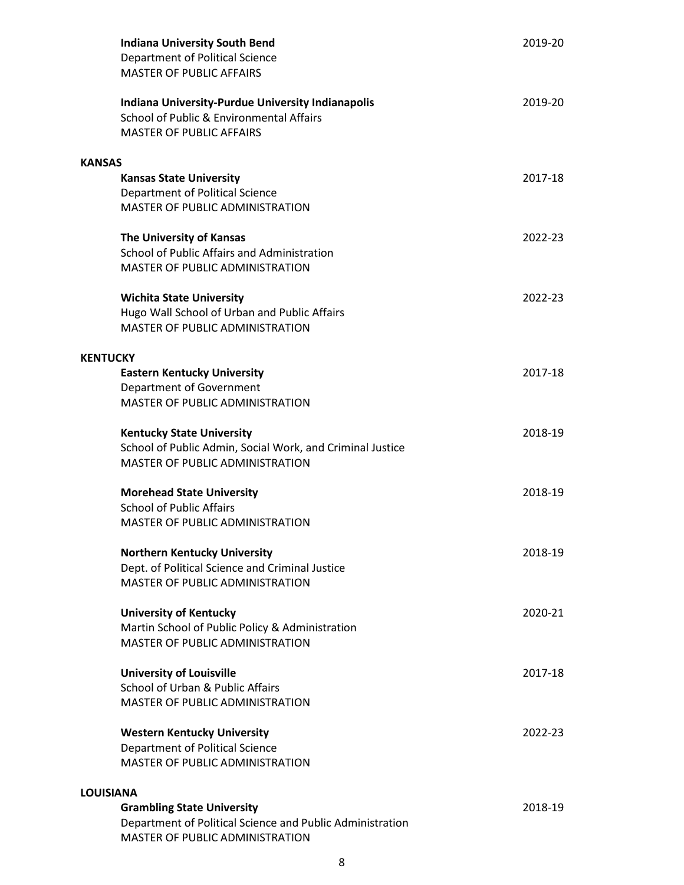**Indiana University South Bend** 2019-20
Department of Political Science
MASTER OF PUBLIC AFFAIRS

**Indiana University-Purdue University Indianapolis** 2019-20
School of Public & Environmental Affairs
MASTER OF PUBLIC AFFAIRS

## KANSAS

**Kansas State University** 2017-18
Department of Political Science
MASTER OF PUBLIC ADMINISTRATION

**The University of Kansas** 2022-23
School of Public Affairs and Administration
MASTER OF PUBLIC ADMINISTRATION

**Wichita State University** 2022-23
Hugo Wall School of Urban and Public Affairs
MASTER OF PUBLIC ADMINISTRATION

## KENTUCKY

**Eastern Kentucky University** 2017-18
Department of Government
MASTER OF PUBLIC ADMINISTRATION

**Kentucky State University** 2018-19
School of Public Admin, Social Work, and Criminal Justice
MASTER OF PUBLIC ADMINISTRATION

**Morehead State University** 2018-19
School of Public Affairs
MASTER OF PUBLIC ADMINISTRATION

**Northern Kentucky University** 2018-19
Dept. of Political Science and Criminal Justice
MASTER OF PUBLIC ADMINISTRATION

**University of Kentucky** 2020-21
Martin School of Public Policy & Administration
MASTER OF PUBLIC ADMINISTRATION

**University of Louisville** 2017-18
School of Urban & Public Affairs
MASTER OF PUBLIC ADMINISTRATION

**Western Kentucky University** 2022-23
Department of Political Science
MASTER OF PUBLIC ADMINISTRATION

## LOUISIANA

**Grambling State University** 2018-19
Department of Political Science and Public Administration
MASTER OF PUBLIC ADMINISTRATION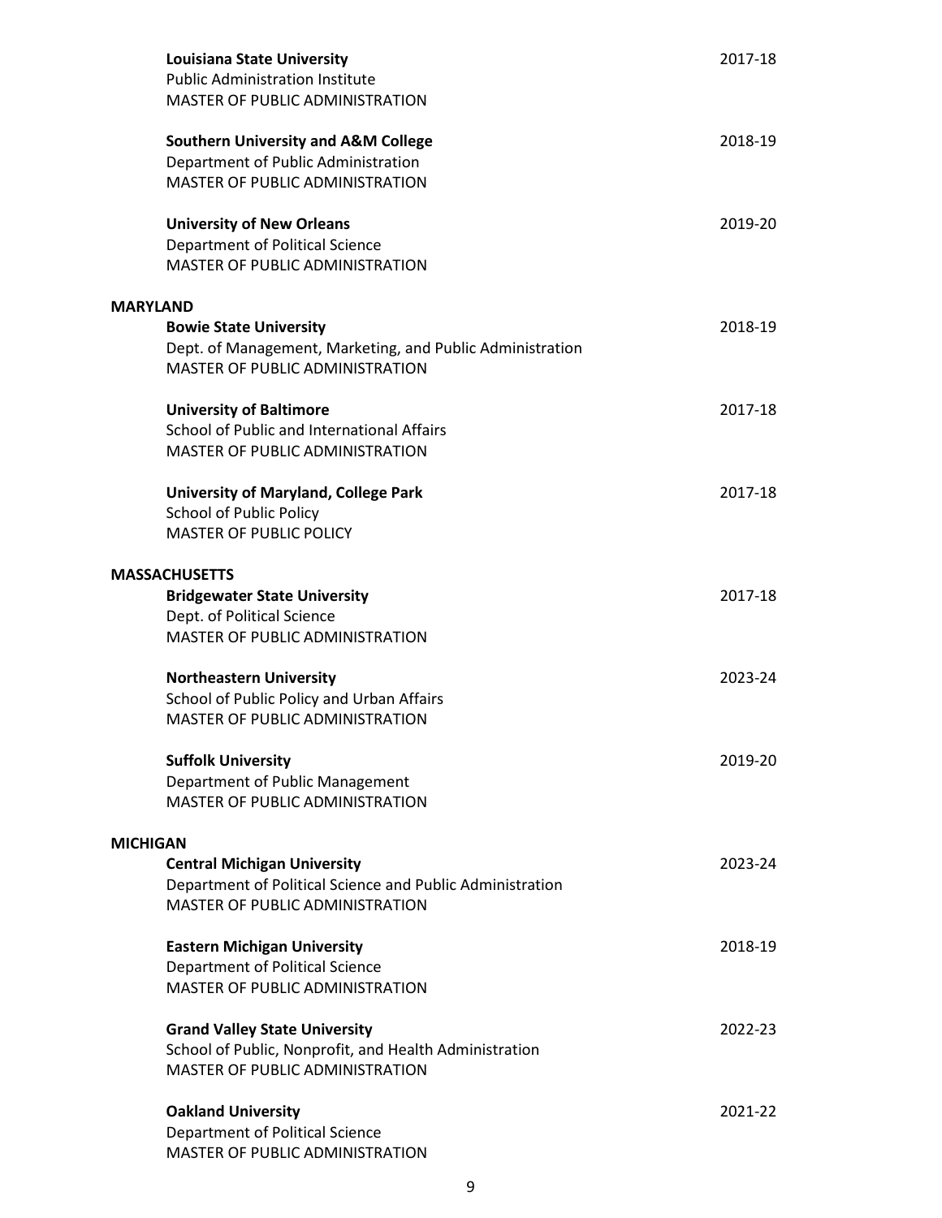**Louisiana State University** 2017-18
Public Administration Institute
MASTER OF PUBLIC ADMINISTRATION

**Southern University and A&M College** 2018-19
Department of Public Administration
MASTER OF PUBLIC ADMINISTRATION

**University of New Orleans** 2019-20
Department of Political Science
MASTER OF PUBLIC ADMINISTRATION

## MARYLAND

**Bowie State University** 2018-19
Dept. of Management, Marketing, and Public Administration
MASTER OF PUBLIC ADMINISTRATION

**University of Baltimore** 2017-18
School of Public and International Affairs
MASTER OF PUBLIC ADMINISTRATION

**University of Maryland, College Park** 2017-18
School of Public Policy
MASTER OF PUBLIC POLICY

## MASSACHUSETTS

**Bridgewater State University** 2017-18
Dept. of Political Science
MASTER OF PUBLIC ADMINISTRATION

**Northeastern University** 2023-24
School of Public Policy and Urban Affairs
MASTER OF PUBLIC ADMINISTRATION

**Suffolk University** 2019-20
Department of Public Management
MASTER OF PUBLIC ADMINISTRATION

## MICHIGAN

**Central Michigan University** 2023-24
Department of Political Science and Public Administration
MASTER OF PUBLIC ADMINISTRATION

**Eastern Michigan University** 2018-19
Department of Political Science
MASTER OF PUBLIC ADMINISTRATION

**Grand Valley State University** 2022-23
School of Public, Nonprofit, and Health Administration
MASTER OF PUBLIC ADMINISTRATION

**Oakland University** 2021-22
Department of Political Science
MASTER OF PUBLIC ADMINISTRATION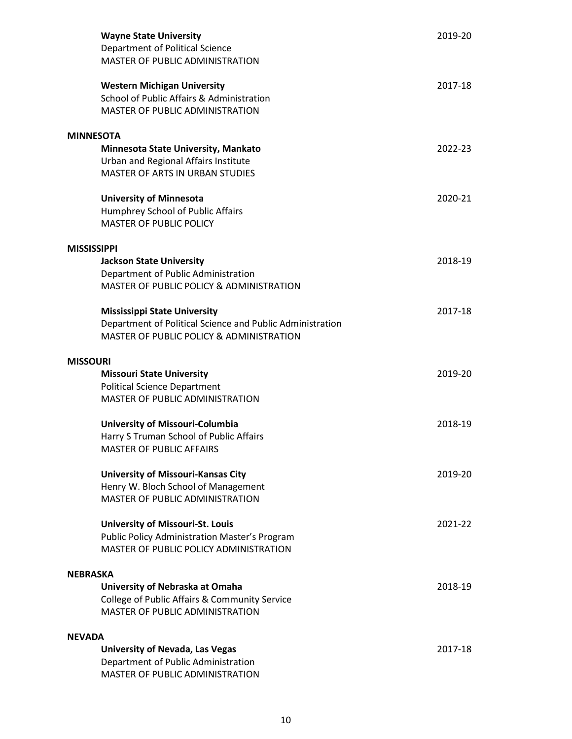**Wayne State University** 2019-20
Department of Political Science
MASTER OF PUBLIC ADMINISTRATION

**Western Michigan University** 2017-18
School of Public Affairs & Administration
MASTER OF PUBLIC ADMINISTRATION

**MINNESOTA**

**Minnesota State University, Mankato** 2022-23
Urban and Regional Affairs Institute
MASTER OF ARTS IN URBAN STUDIES

**University of Minnesota** 2020-21
Humphrey School of Public Affairs
MASTER OF PUBLIC POLICY

**MISSISSIPPI**

**Jackson State University** 2018-19
Department of Public Administration
MASTER OF PUBLIC POLICY & ADMINISTRATION

**Mississippi State University** 2017-18
Department of Political Science and Public Administration
MASTER OF PUBLIC POLICY & ADMINISTRATION

**MISSOURI**

**Missouri State University** 2019-20
Political Science Department
MASTER OF PUBLIC ADMINISTRATION

**University of Missouri-Columbia** 2018-19
Harry S Truman School of Public Affairs
MASTER OF PUBLIC AFFAIRS

**University of Missouri-Kansas City** 2019-20
Henry W. Bloch School of Management
MASTER OF PUBLIC ADMINISTRATION

**University of Missouri-St. Louis** 2021-22
Public Policy Administration Master's Program
MASTER OF PUBLIC POLICY ADMINISTRATION

**NEBRASKA**

**University of Nebraska at Omaha** 2018-19
College of Public Affairs & Community Service
MASTER OF PUBLIC ADMINISTRATION

**NEVADA**

**University of Nevada, Las Vegas** 2017-18
Department of Public Administration
MASTER OF PUBLIC ADMINISTRATION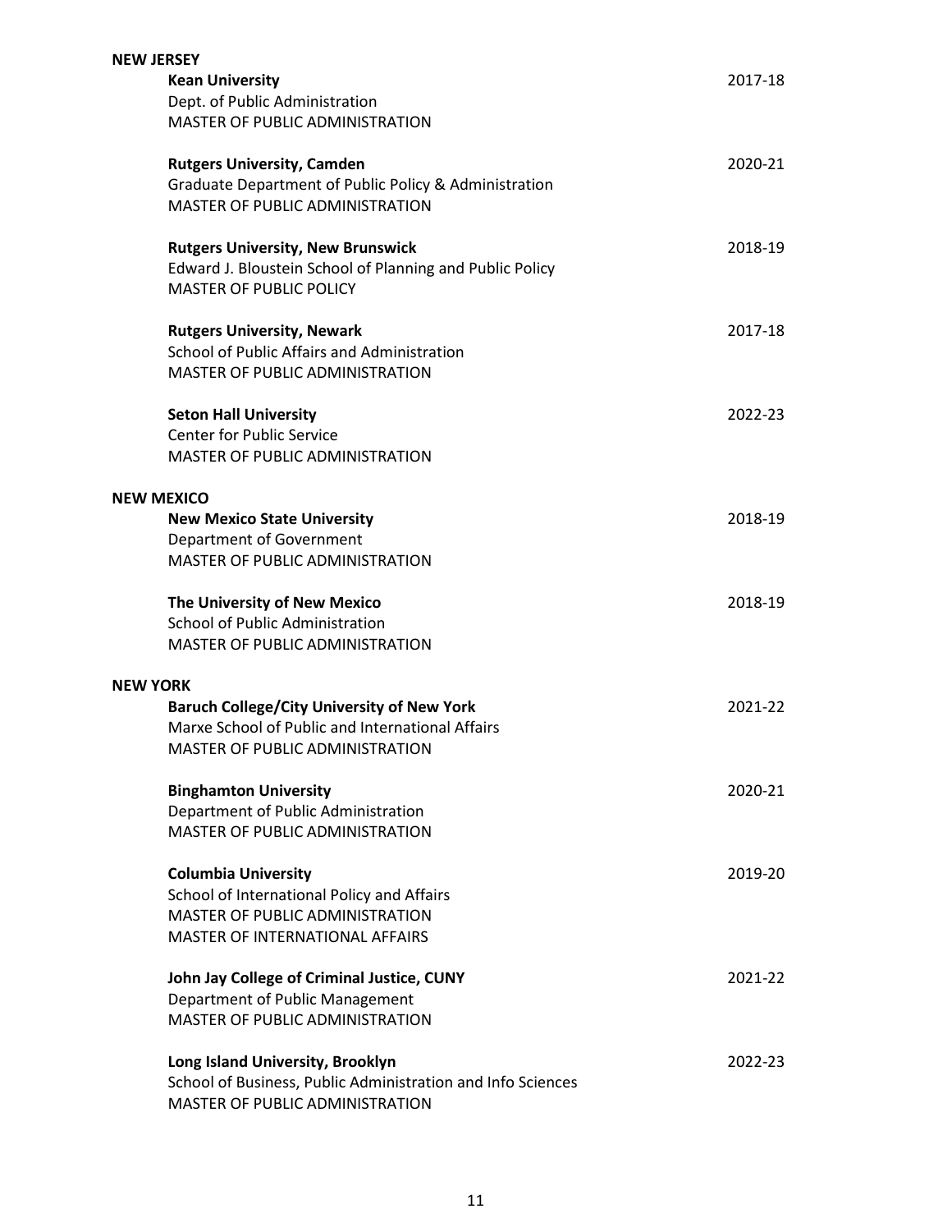## NEW JERSEY

**Kean University** 2017-18
Dept. of Public Administration
MASTER OF PUBLIC ADMINISTRATION

**Rutgers University, Camden** 2020-21
Graduate Department of Public Policy & Administration
MASTER OF PUBLIC ADMINISTRATION

**Rutgers University, New Brunswick** 2018-19
Edward J. Bloustein School of Planning and Public Policy
MASTER OF PUBLIC POLICY

**Rutgers University, Newark** 2017-18
School of Public Affairs and Administration
MASTER OF PUBLIC ADMINISTRATION

**Seton Hall University** 2022-23
Center for Public Service
MASTER OF PUBLIC ADMINISTRATION

## NEW MEXICO

**New Mexico State University** 2018-19
Department of Government
MASTER OF PUBLIC ADMINISTRATION

**The University of New Mexico** 2018-19
School of Public Administration
MASTER OF PUBLIC ADMINISTRATION

## NEW YORK

**Baruch College/City University of New York** 2021-22
Marxe School of Public and International Affairs
MASTER OF PUBLIC ADMINISTRATION

**Binghamton University** 2020-21
Department of Public Administration
MASTER OF PUBLIC ADMINISTRATION

**Columbia University** 2019-20
School of International Policy and Affairs
MASTER OF PUBLIC ADMINISTRATION
MASTER OF INTERNATIONAL AFFAIRS

**John Jay College of Criminal Justice, CUNY** 2021-22
Department of Public Management
MASTER OF PUBLIC ADMINISTRATION

**Long Island University, Brooklyn** 2022-23
School of Business, Public Administration and Info Sciences
MASTER OF PUBLIC ADMINISTRATION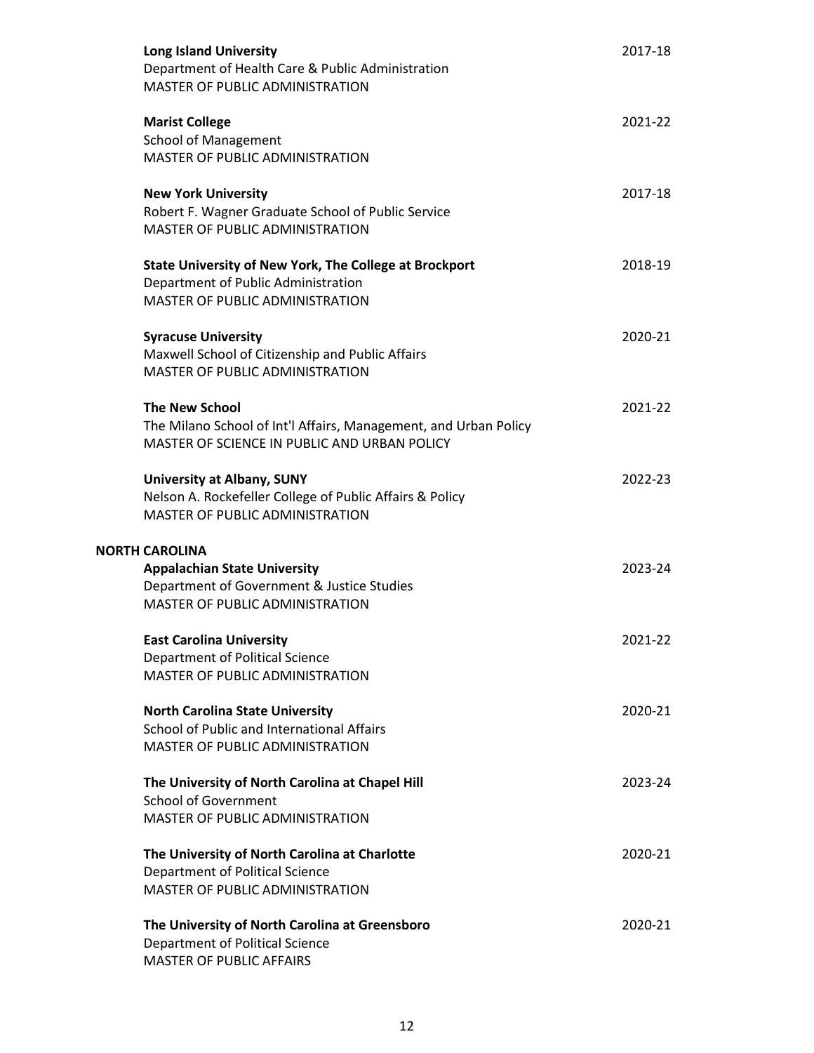**Long Island University** 2017-18
Department of Health Care & Public Administration
MASTER OF PUBLIC ADMINISTRATION

**Marist College** 2021-22
School of Management
MASTER OF PUBLIC ADMINISTRATION

**New York University** 2017-18
Robert F. Wagner Graduate School of Public Service
MASTER OF PUBLIC ADMINISTRATION

**State University of New York, The College at Brockport** 2018-19
Department of Public Administration
MASTER OF PUBLIC ADMINISTRATION

**Syracuse University** 2020-21
Maxwell School of Citizenship and Public Affairs
MASTER OF PUBLIC ADMINISTRATION

**The New School** 2021-22
The Milano School of Int'l Affairs, Management, and Urban Policy
MASTER OF SCIENCE IN PUBLIC AND URBAN POLICY

**University at Albany, SUNY** 2022-23
Nelson A. Rockefeller College of Public Affairs & Policy
MASTER OF PUBLIC ADMINISTRATION

## NORTH CAROLINA

**Appalachian State University** 2023-24
Department of Government & Justice Studies
MASTER OF PUBLIC ADMINISTRATION

**East Carolina University** 2021-22
Department of Political Science
MASTER OF PUBLIC ADMINISTRATION

**North Carolina State University** 2020-21
School of Public and International Affairs
MASTER OF PUBLIC ADMINISTRATION

**The University of North Carolina at Chapel Hill** 2023-24
School of Government
MASTER OF PUBLIC ADMINISTRATION

**The University of North Carolina at Charlotte** 2020-21
Department of Political Science
MASTER OF PUBLIC ADMINISTRATION

**The University of North Carolina at Greensboro** 2020-21
Department of Political Science
MASTER OF PUBLIC AFFAIRS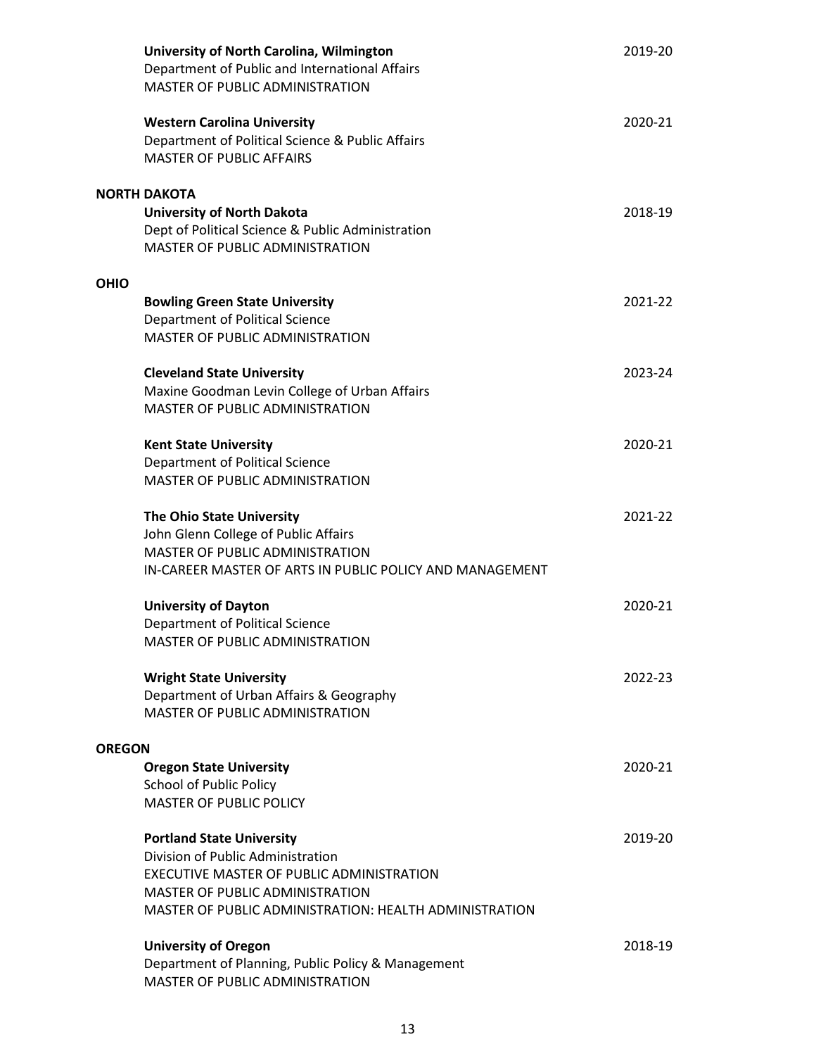**University of North Carolina, Wilmington** 2019-20
Department of Public and International Affairs
MASTER OF PUBLIC ADMINISTRATION

**Western Carolina University** 2020-21
Department of Political Science & Public Affairs
MASTER OF PUBLIC AFFAIRS

## NORTH DAKOTA

**University of North Dakota** 2018-19
Dept of Political Science & Public Administration
MASTER OF PUBLIC ADMINISTRATION

## OHIO

**Bowling Green State University** 2021-22
Department of Political Science
MASTER OF PUBLIC ADMINISTRATION

**Cleveland State University** 2023-24
Maxine Goodman Levin College of Urban Affairs
MASTER OF PUBLIC ADMINISTRATION

**Kent State University** 2020-21
Department of Political Science
MASTER OF PUBLIC ADMINISTRATION

**The Ohio State University** 2021-22
John Glenn College of Public Affairs
MASTER OF PUBLIC ADMINISTRATION
IN-CAREER MASTER OF ARTS IN PUBLIC POLICY AND MANAGEMENT

**University of Dayton** 2020-21
Department of Political Science
MASTER OF PUBLIC ADMINISTRATION

**Wright State University** 2022-23
Department of Urban Affairs & Geography
MASTER OF PUBLIC ADMINISTRATION

## OREGON

**Oregon State University** 2020-21
School of Public Policy
MASTER OF PUBLIC POLICY

**Portland State University** 2019-20
Division of Public Administration
EXECUTIVE MASTER OF PUBLIC ADMINISTRATION
MASTER OF PUBLIC ADMINISTRATION
MASTER OF PUBLIC ADMINISTRATION: HEALTH ADMINISTRATION

**University of Oregon** 2018-19
Department of Planning, Public Policy & Management
MASTER OF PUBLIC ADMINISTRATION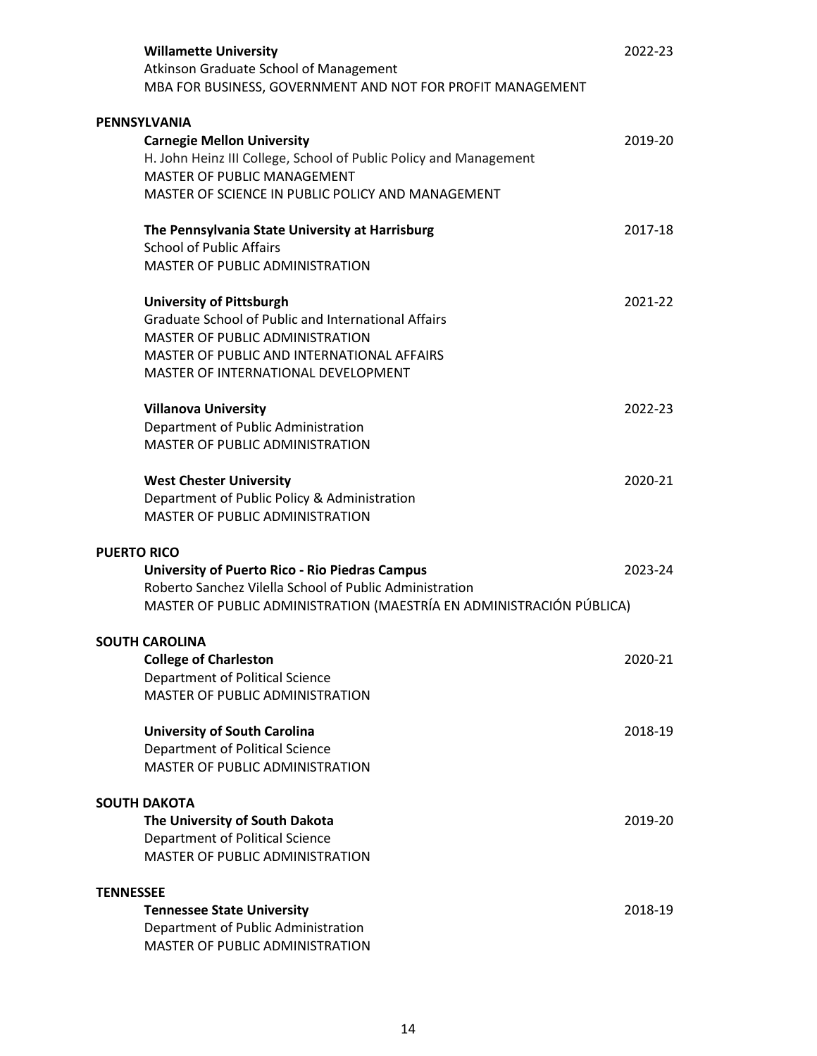**Willamette University** 2022-23
Atkinson Graduate School of Management
MBA FOR BUSINESS, GOVERNMENT AND NOT FOR PROFIT MANAGEMENT

**PENNSYLVANIA**

**Carnegie Mellon University** 2019-20
H. John Heinz III College, School of Public Policy and Management
MASTER OF PUBLIC MANAGEMENT
MASTER OF SCIENCE IN PUBLIC POLICY AND MANAGEMENT

**The Pennsylvania State University at Harrisburg** 2017-18
School of Public Affairs
MASTER OF PUBLIC ADMINISTRATION

**University of Pittsburgh** 2021-22
Graduate School of Public and International Affairs
MASTER OF PUBLIC ADMINISTRATION
MASTER OF PUBLIC AND INTERNATIONAL AFFAIRS
MASTER OF INTERNATIONAL DEVELOPMENT

**Villanova University** 2022-23
Department of Public Administration
MASTER OF PUBLIC ADMINISTRATION

**West Chester University** 2020-21
Department of Public Policy & Administration
MASTER OF PUBLIC ADMINISTRATION

**PUERTO RICO**

**University of Puerto Rico - Rio Piedras Campus** 2023-24
Roberto Sanchez Vilella School of Public Administration
MASTER OF PUBLIC ADMINISTRATION (MAESTRÍA EN ADMINISTRACIÓN PÚBLICA)

**SOUTH CAROLINA**

**College of Charleston** 2020-21
Department of Political Science
MASTER OF PUBLIC ADMINISTRATION

**University of South Carolina** 2018-19
Department of Political Science
MASTER OF PUBLIC ADMINISTRATION

**SOUTH DAKOTA**

**The University of South Dakota** 2019-20
Department of Political Science
MASTER OF PUBLIC ADMINISTRATION

**TENNESSEE**

**Tennessee State University** 2018-19
Department of Public Administration
MASTER OF PUBLIC ADMINISTRATION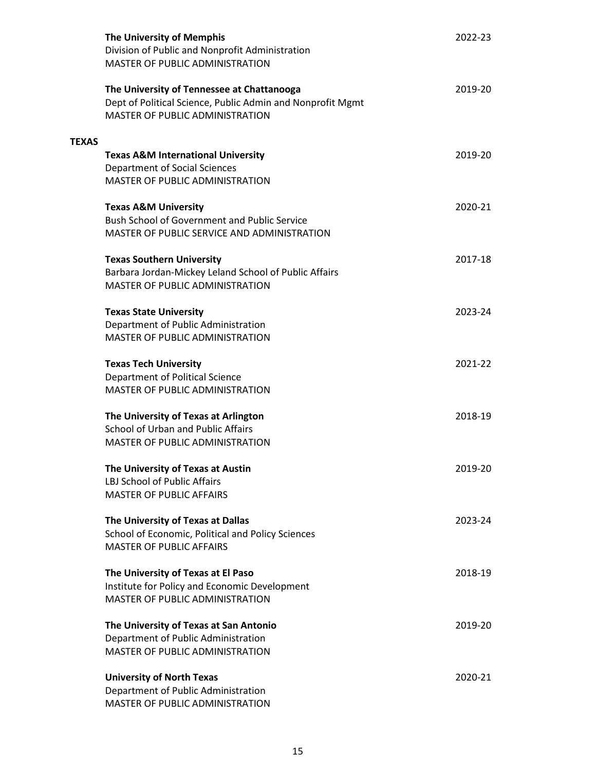**The University of Memphis** 2022-23
Division of Public and Nonprofit Administration
MASTER OF PUBLIC ADMINISTRATION

**The University of Tennessee at Chattanooga** 2019-20
Dept of Political Science, Public Admin and Nonprofit Mgmt
MASTER OF PUBLIC ADMINISTRATION

## TEXAS

**Texas A&M International University** 2019-20
Department of Social Sciences
MASTER OF PUBLIC ADMINISTRATION

**Texas A&M University** 2020-21
Bush School of Government and Public Service
MASTER OF PUBLIC SERVICE AND ADMINISTRATION

**Texas Southern University** 2017-18
Barbara Jordan-Mickey Leland School of Public Affairs
MASTER OF PUBLIC ADMINISTRATION

**Texas State University** 2023-24
Department of Public Administration
MASTER OF PUBLIC ADMINISTRATION

**Texas Tech University** 2021-22
Department of Political Science
MASTER OF PUBLIC ADMINISTRATION

**The University of Texas at Arlington** 2018-19
School of Urban and Public Affairs
MASTER OF PUBLIC ADMINISTRATION

**The University of Texas at Austin** 2019-20
LBJ School of Public Affairs
MASTER OF PUBLIC AFFAIRS

**The University of Texas at Dallas** 2023-24
School of Economic, Political and Policy Sciences
MASTER OF PUBLIC AFFAIRS

**The University of Texas at El Paso** 2018-19
Institute for Policy and Economic Development
MASTER OF PUBLIC ADMINISTRATION

**The University of Texas at San Antonio** 2019-20
Department of Public Administration
MASTER OF PUBLIC ADMINISTRATION

**University of North Texas** 2020-21
Department of Public Administration
MASTER OF PUBLIC ADMINISTRATION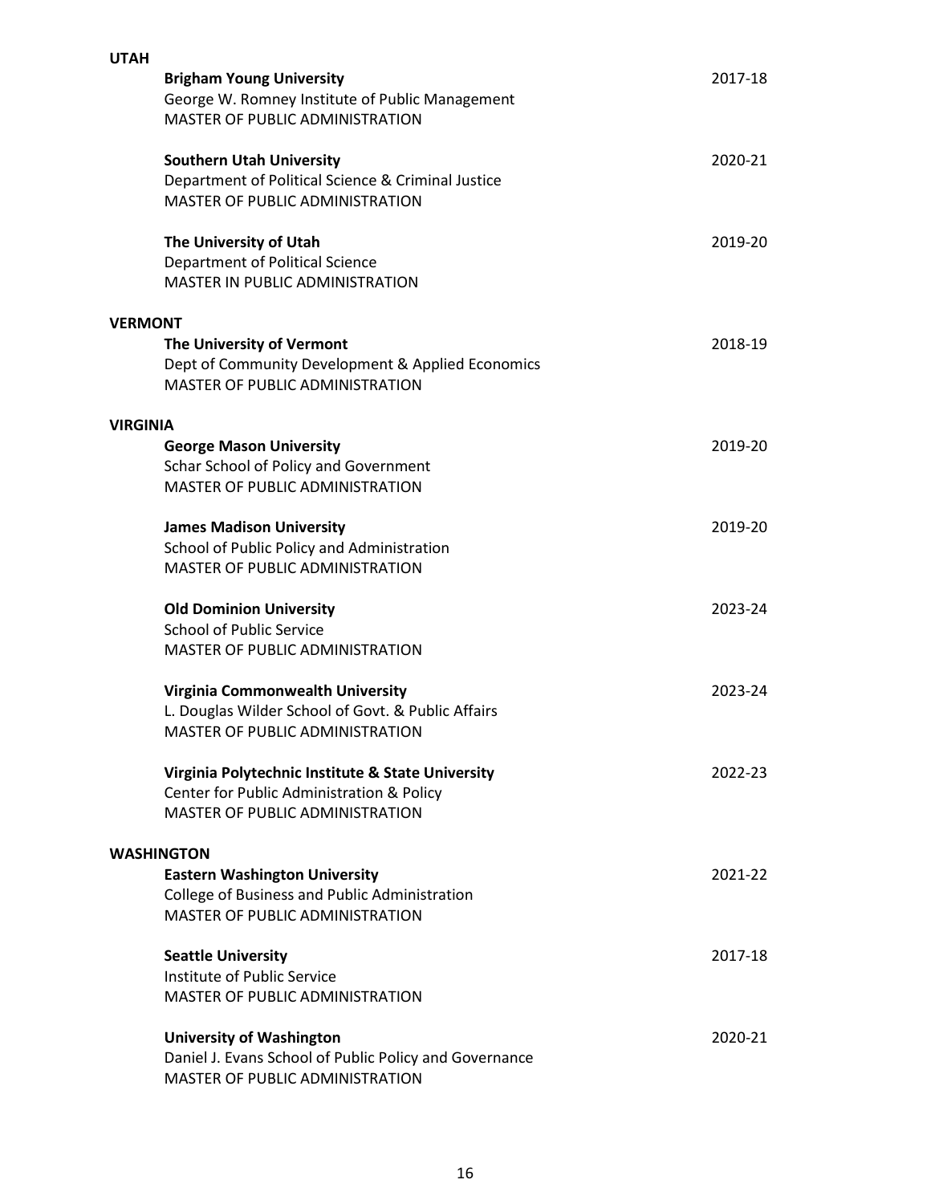## UTAH

**Brigham Young University** 2017-18
George W. Romney Institute of Public Management
MASTER OF PUBLIC ADMINISTRATION

**Southern Utah University** 2020-21
Department of Political Science & Criminal Justice
MASTER OF PUBLIC ADMINISTRATION

**The University of Utah** 2019-20
Department of Political Science
MASTER IN PUBLIC ADMINISTRATION

## VERMONT

**The University of Vermont** 2018-19
Dept of Community Development & Applied Economics
MASTER OF PUBLIC ADMINISTRATION

## VIRGINIA

**George Mason University** 2019-20
Schar School of Policy and Government
MASTER OF PUBLIC ADMINISTRATION

**James Madison University** 2019-20
School of Public Policy and Administration
MASTER OF PUBLIC ADMINISTRATION

**Old Dominion University** 2023-24
School of Public Service
MASTER OF PUBLIC ADMINISTRATION

**Virginia Commonwealth University** 2023-24
L. Douglas Wilder School of Govt. & Public Affairs
MASTER OF PUBLIC ADMINISTRATION

**Virginia Polytechnic Institute & State University** 2022-23
Center for Public Administration & Policy
MASTER OF PUBLIC ADMINISTRATION

## WASHINGTON

**Eastern Washington University** 2021-22
College of Business and Public Administration
MASTER OF PUBLIC ADMINISTRATION

**Seattle University** 2017-18
Institute of Public Service
MASTER OF PUBLIC ADMINISTRATION

**University of Washington** 2020-21
Daniel J. Evans School of Public Policy and Governance
MASTER OF PUBLIC ADMINISTRATION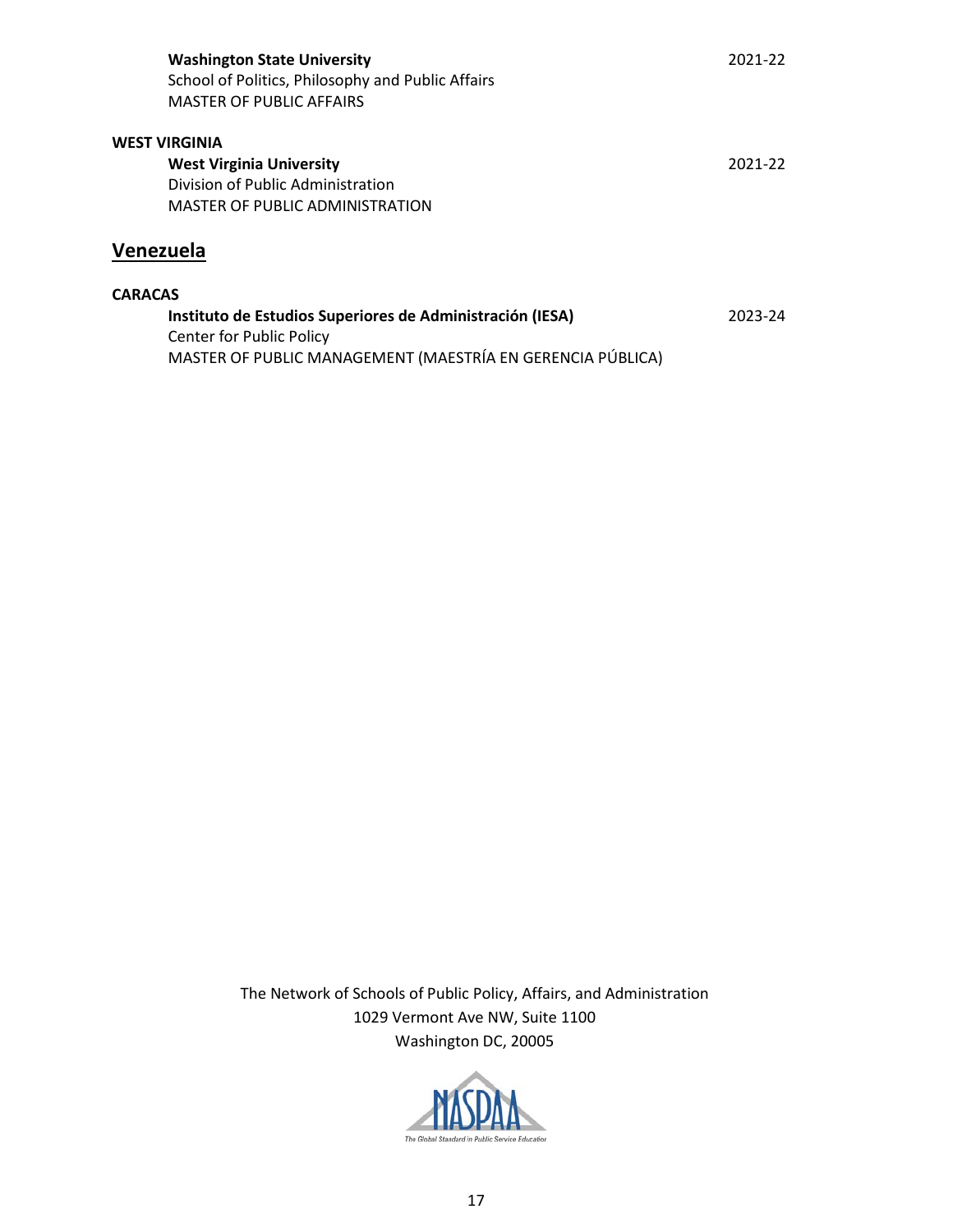**Washington State University** 2021-22
School of Politics, Philosophy and Public Affairs
MASTER OF PUBLIC AFFAIRS

**WEST VIRGINIA**

**West Virginia University** 2021-22
Division of Public Administration
MASTER OF PUBLIC ADMINISTRATION

## Venezuela

**CARACAS**

**Instituto de Estudios Superiores de Administración (IESA)** 2023-24
Center for Public Policy
MASTER OF PUBLIC MANAGEMENT (MAESTRÍA EN GERENCIA PÚBLICA)

The Network of Schools of Public Policy, Affairs, and Administration
1029 Vermont Ave NW, Suite 1100
Washington DC, 20005

NASPAA
The Global Standard in Public Service Education